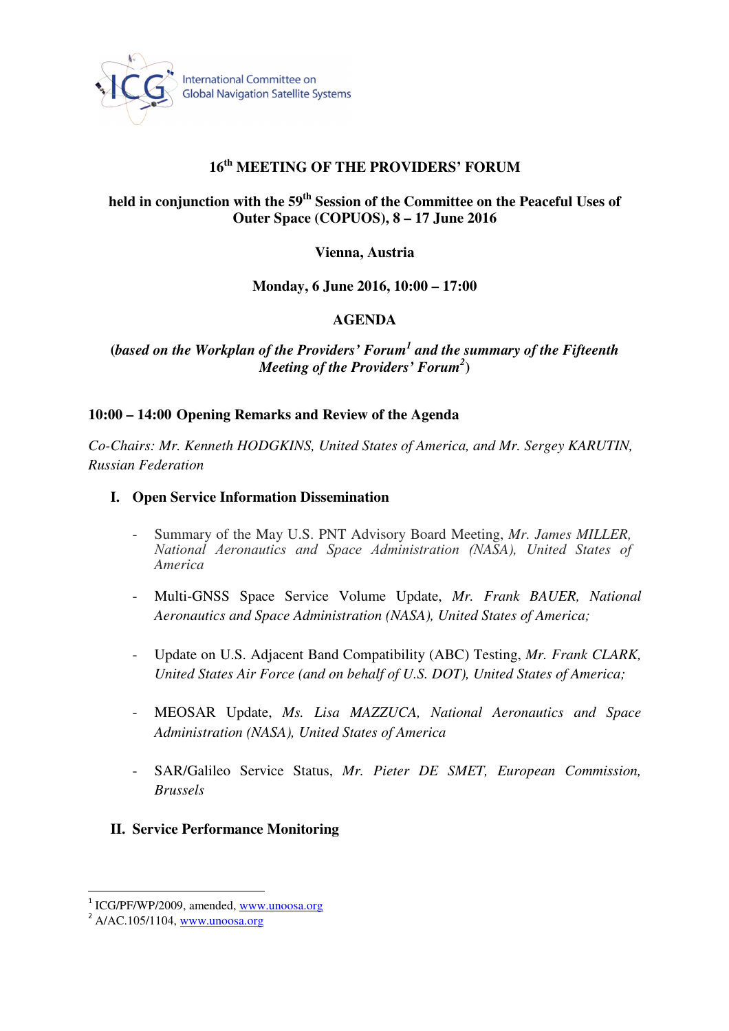International Committee on Global Navigation Satellite Systems

# 16th MEETING OF THE PROVIDERS' FORUM

**held in conjunction with the 59th Session of the Committee on the Peaceful Uses of Outer Space (COPUOS), 8 – 17 June 2016**

**Vienna, Austria**

**Monday, 6 June 2016, 10:00 – 17:00**

## AGENDA

**(*based on the Workplan of the Providers' Forum*[1] *and the summary of the Fifteenth Meeting of the Providers' Forum*[2])**

### 10:00 – 14:00 Opening Remarks and Review of the Agenda

*Co-Chairs: Mr. Kenneth HODGKINS, United States of America, and Mr. Sergey KARUTIN, Russian Federation*

### I. Open Service Information Dissemination

- Summary of the May U.S. PNT Advisory Board Meeting, *Mr. James MILLER, National Aeronautics and Space Administration (NASA), United States of America*
- Multi-GNSS Space Service Volume Update, *Mr. Frank BAUER, National Aeronautics and Space Administration (NASA), United States of America;*
- Update on U.S. Adjacent Band Compatibility (ABC) Testing, *Mr. Frank CLARK, United States Air Force (and on behalf of U.S. DOT), United States of America;*
- MEOSAR Update, *Ms. Lisa MAZZUCA, National Aeronautics and Space Administration (NASA), United States of America*
- SAR/Galileo Service Status, *Mr. Pieter DE SMET, European Commission, Brussels*

### II. Service Performance Monitoring

---

[1] ICG/PF/WP/2009, amended, www.unoosa.org

[2] A/AC.105/1104, www.unoosa.org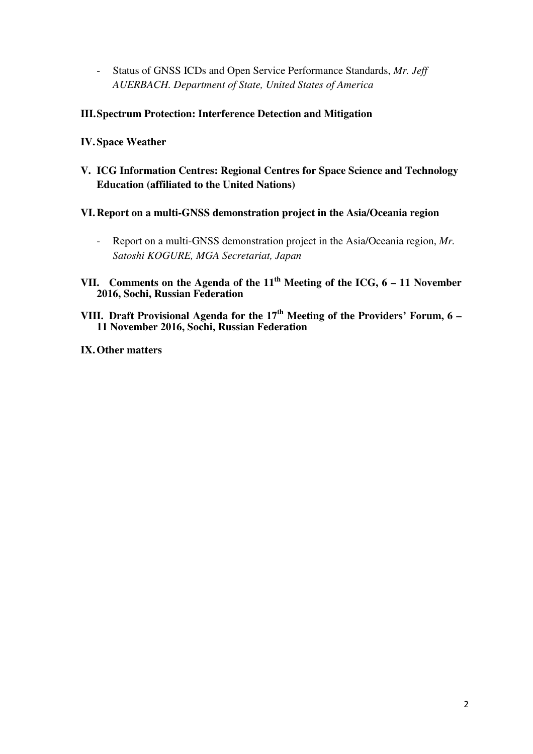- Status of GNSS ICDs and Open Service Performance Standards, *Mr. Jeff AUERBACH. Department of State, United States of America*

**III. Spectrum Protection: Interference Detection and Mitigation**

**IV. Space Weather**

**V. ICG Information Centres: Regional Centres for Space Science and Technology Education (affiliated to the United Nations)**

**VI. Report on a multi-GNSS demonstration project in the Asia/Oceania region**

- Report on a multi-GNSS demonstration project in the Asia/Oceania region, *Mr. Satoshi KOGURE, MGA Secretariat, Japan*

**VII. Comments on the Agenda of the 11th Meeting of the ICG, 6 – 11 November 2016, Sochi, Russian Federation**

**VIII. Draft Provisional Agenda for the 17th Meeting of the Providers' Forum, 6 – 11 November 2016, Sochi, Russian Federation**

**IX. Other matters**